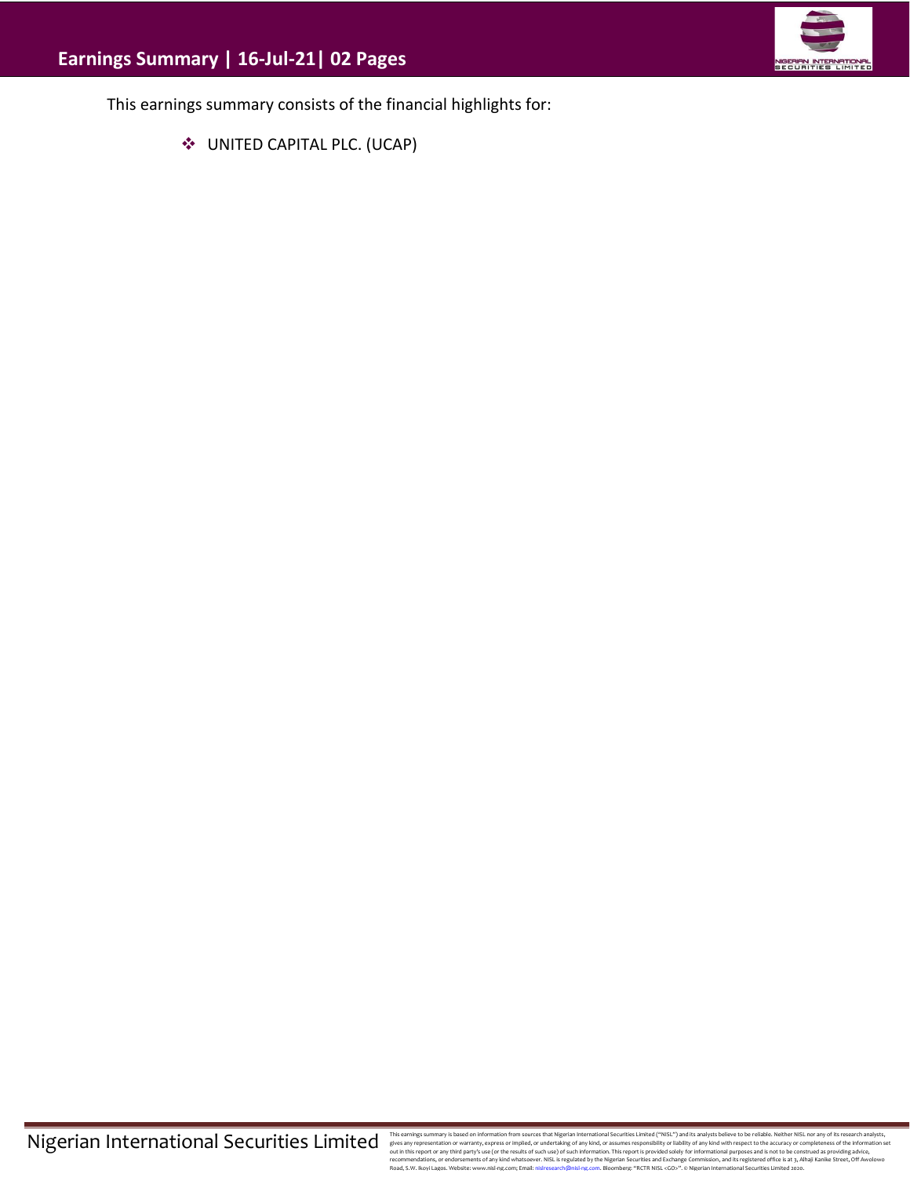# Earnings Summary | 16-Jul-21| 02 Pages

This earnings summary consists of the financial highlights for:

- UNITED CAPITAL PLC. (UCAP)

Nigerian International Securities Limited

This earnings summary is based on information from sources that Nigerian International Securities Limited ("NISL") and its analysts believe to be reliable. Neither NISL nor any of its research analysts, gives any representation or warranty, express or implied, or undertaking of any kind, or assumes responsibility or liability of any kind with respect to the accuracy or completeness of the information set out in this report or any third party's use (or the results of such use) of such information. This report is provided solely for informational purposes and is not to be construed as providing advice, recommendations, or endorsements of any kind whatsoever. NISL is regulated by the Nigerian Securities and Exchange Commission, and its registered office is at 3, Alhaji Kanike Street, Off Awolowo Road, S.W. Ikoyi Lagos. Website: www.nisl-ng.com; Email: nislresearch@nisl-ng.com. Bloomberg: "RCTR NISL <GO>". © Nigerian International Securities Limited 2020.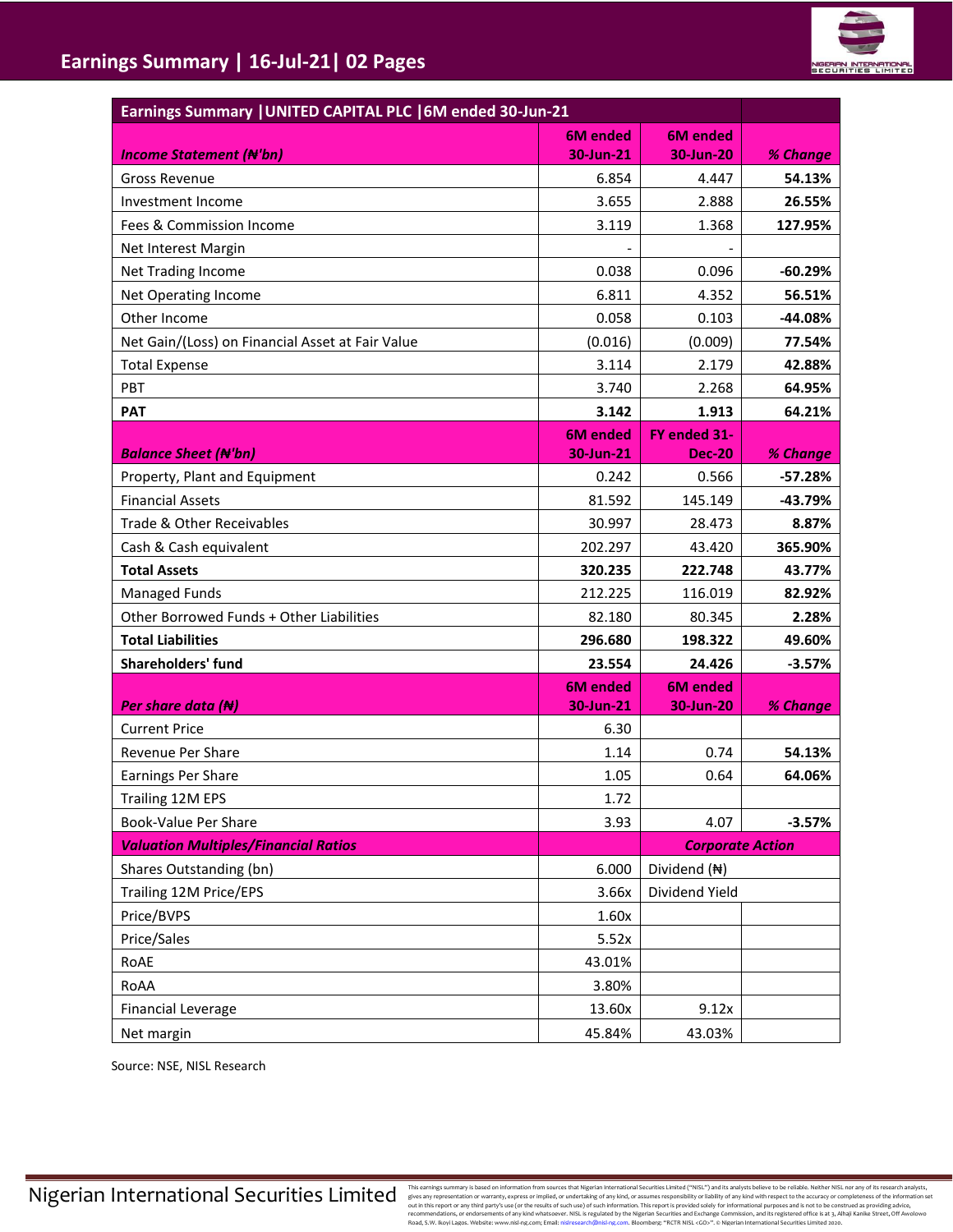# Earnings Summary | 16-Jul-21| 02 Pages

| Earnings Summary \|UNITED CAPITAL PLC \|6M ended 30-Jun-21 | | | |
|---|---|---|---|
| ***Income Statement (₦'bn)*** | **6M ended 30-Jun-21** | **6M ended 30-Jun-20** | ***% Change*** |
| Gross Revenue | 6.854 | 4.447 | **54.13%** |
| Investment Income | 3.655 | 2.888 | **26.55%** |
| Fees & Commission Income | 3.119 | 1.368 | **127.95%** |
| Net Interest Margin | - | - | |
| Net Trading Income | 0.038 | 0.096 | **-60.29%** |
| Net Operating Income | 6.811 | 4.352 | **56.51%** |
| Other Income | 0.058 | 0.103 | **-44.08%** |
| Net Gain/(Loss) on Financial Asset at Fair Value | (0.016) | (0.009) | **77.54%** |
| Total Expense | 3.114 | 2.179 | **42.88%** |
| PBT | 3.740 | 2.268 | **64.95%** |
| **PAT** | **3.142** | **1.913** | **64.21%** |
| ***Balance Sheet (₦'bn)*** | **6M ended 30-Jun-21** | **FY ended 31-Dec-20** | ***% Change*** |
| Property, Plant and Equipment | 0.242 | 0.566 | **-57.28%** |
| Financial Assets | 81.592 | 145.149 | **-43.79%** |
| Trade & Other Receivables | 30.997 | 28.473 | **8.87%** |
| Cash & Cash equivalent | 202.297 | 43.420 | **365.90%** |
| **Total Assets** | **320.235** | **222.748** | **43.77%** |
| Managed Funds | 212.225 | 116.019 | **82.92%** |
| Other Borrowed Funds + Other Liabilities | 82.180 | 80.345 | **2.28%** |
| **Total Liabilities** | **296.680** | **198.322** | **49.60%** |
| **Shareholders' fund** | **23.554** | **24.426** | **-3.57%** |
| ***Per share data (₦)*** | **6M ended 30-Jun-21** | **6M ended 30-Jun-20** | ***% Change*** |
| Current Price | 6.30 | | |
| Revenue Per Share | 1.14 | 0.74 | **54.13%** |
| Earnings Per Share | 1.05 | 0.64 | **64.06%** |
| Trailing 12M EPS | 1.72 | | |
| Book-Value Per Share | 3.93 | 4.07 | **-3.57%** |
| ***Valuation Multiples/Financial Ratios*** | | ***Corporate Action*** | |
| Shares Outstanding (bn) | 6.000 | Dividend (₦) | |
| Trailing 12M Price/EPS | 3.66x | Dividend Yield | |
| Price/BVPS | 1.60x | | |
| Price/Sales | 5.52x | | |
| RoAE | 43.01% | | |
| RoAA | 3.80% | | |
| Financial Leverage | 13.60x | 9.12x | |
| Net margin | 45.84% | 43.03% | |

Source: NSE, NISL Research

Nigerian International Securities Limited

This earnings summary is based on information from sources that Nigerian International Securities Limited ("NISL") and its analysts believe to be reliable. Neither NISL nor any of its research analysts, gives any representation or warranty, express or implied, or undertaking of any kind, or assumes responsibility or liability of any kind with respect to the accuracy or completeness of the information set out in this report or any third party's use (or the results of such use) of such information. This report is provided solely for informational purposes and is not to be construed as providing advice, recommendations, or endorsements of any kind whatsoever. NISL is regulated by the Nigerian Securities and Exchange Commission, and its registered office is at 3, Alhaji Kanike Street, Off Awolowo Road, S.W. Ikoyi Lagos. Website: www.nisl-ng.com; Email: nislresearch@nisl-ng.com. Bloomberg: "RCTR NISL <GO>". © Nigerian International Securities Limited 2020.